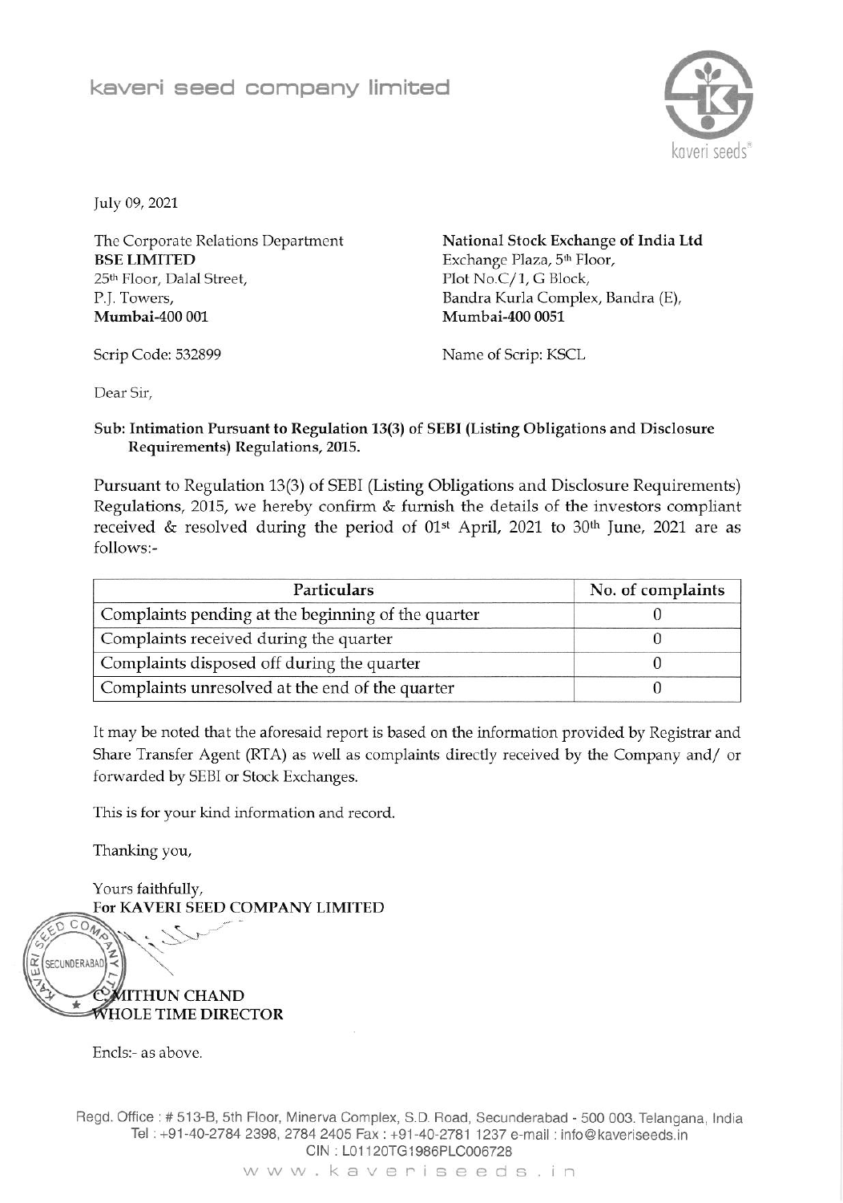# kaveri seed company limited

July 09, 2021

The Corporate Relations Department
**BSE LIMITED**
25th Floor, Dalal Street,
P.J. Towers,
**Mumbai-400 001**

Scrip Code: 532899

**National Stock Exchange of India Ltd**
Exchange Plaza, 5th Floor,
Plot No.C/1, G Block,
Bandra Kurla Complex, Bandra (E),
**Mumbai-400 0051**

Name of Scrip: KSCL

Dear Sir,

**Sub: Intimation Pursuant to Regulation 13(3) of SEBI (Listing Obligations and Disclosure Requirements) Regulations, 2015.**

Pursuant to Regulation 13(3) of SEBI (Listing Obligations and Disclosure Requirements) Regulations, 2015, we hereby confirm & furnish the details of the investors compliant received & resolved during the period of 01st April, 2021 to 30th June, 2021 are as follows:-

| Particulars | No. of complaints |
| --- | --- |
| Complaints pending at the beginning of the quarter | 0 |
| Complaints received during the quarter | 0 |
| Complaints disposed off during the quarter | 0 |
| Complaints unresolved at the end of the quarter | 0 |

It may be noted that the aforesaid report is based on the information provided by Registrar and Share Transfer Agent (RTA) as well as complaints directly received by the Company and/ or forwarded by SEBI or Stock Exchanges.

This is for your kind information and record.

Thanking you,

Yours faithfully,
**For KAVERI SEED COMPANY LIMITED**

**C. MITHUN CHAND**
**WHOLE TIME DIRECTOR**

Encls:- as above.

Regd. Office : # 513-B, 5th Floor, Minerva Complex, S.D. Road, Secunderabad - 500 003. Telangana, India
Tel : +91-40-2784 2398, 2784 2405 Fax : +91-40-2781 1237 e-mail : info@kaveriseeds.in
CIN : L01120TG1986PLC006728
www.kaveriseeds.in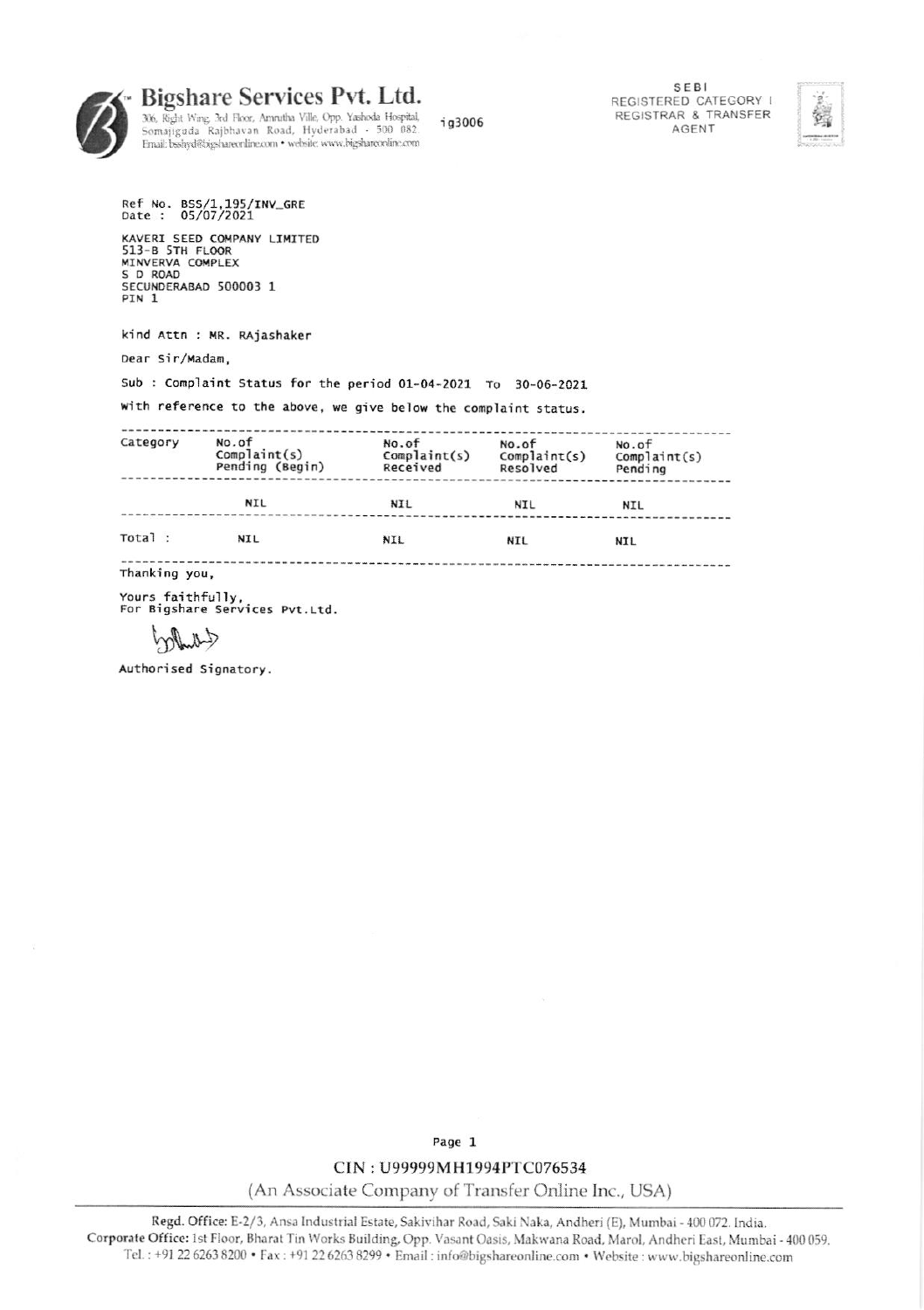# Bigshare Services Pvt. Ltd.

306, Right Wing, 3rd Floor, Amrutha Ville, Opp. Yashoda Hospital, Somajiguda Rajbhavan Road, Hyderabad - 500 082.
Email: bsshyd@bigshareonline.com • website: www.bigshareonline.com

ig3006

SEBI
REGISTERED CATEGORY I
REGISTRAR & TRANSFER
AGENT

Ref No. BSS/1,195/INV_GRE
Date : 05/07/2021

KAVERI SEED COMPANY LIMITED
513-B 5TH FLOOR
MINVERVA COMPLEX
S D ROAD
SECUNDERABAD 500003 1
PIN 1

kind Attn : MR. RAjashaker

Dear Sir/Madam,

Sub : Complaint Status for the period 01-04-2021 To 30-06-2021

With reference to the above, we give below the complaint status.

| Category | No.of Complaint(s) Pending (Begin) | No.of Complaint(s) Received | No.of Complaint(s) Resolved | No.of Complaint(s) Pending |
|---|---|---|---|---|
| | NIL | NIL | NIL | NIL |
| Total : | NIL | NIL | NIL | NIL |

Thanking you,

Yours faithfully,
For Bigshare Services Pvt.Ltd.

Authorised Signatory.

CIN : U99999MH1994PTC076534
(An Associate Company of Transfer Online Inc., USA)

Regd. Office: E-2/3, Ansa Industrial Estate, Sakivihar Road, Saki Naka, Andheri (E), Mumbai - 400 072. India.
Corporate Office: 1st Floor, Bharat Tin Works Building, Opp. Vasant Oasis, Makwana Road, Marol, Andheri East, Mumbai - 400 059.
Tel. : +91 22 6263 8200 • Fax : +91 22 6263 8299 • Email : info@bigshareonline.com • Website : www.bigshareonline.com